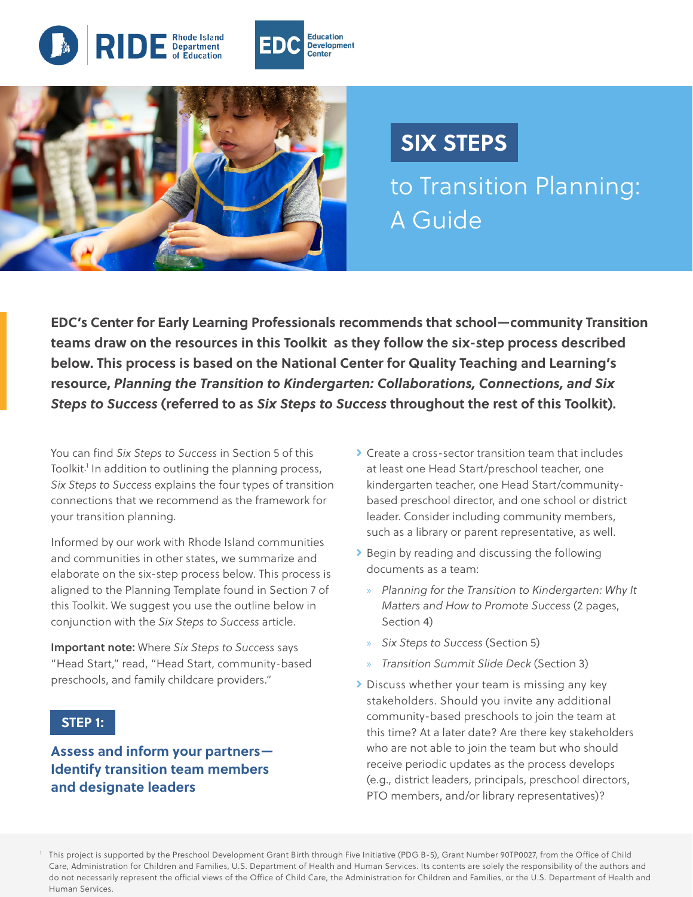# SIX STEPS to Transition Planning: A Guide

**EDC's Center for Early Learning Professionals recommends that school—community Transition teams draw on the resources in this Toolkit as they follow the six-step process described below. This process is based on the National Center for Quality Teaching and Learning's resource, *Planning the Transition to Kindergarten: Collaborations, Connections, and Six Steps to Success* (referred to as *Six Steps to Success* throughout the rest of this Toolkit).**

You can find *Six Steps to Success* in Section 5 of this Toolkit.[1] In addition to outlining the planning process, *Six Steps to Success* explains the four types of transition connections that we recommend as the framework for your transition planning.

Informed by our work with Rhode Island communities and communities in other states, we summarize and elaborate on the six-step process below. This process is aligned to the Planning Template found in Section 7 of this Toolkit. We suggest you use the outline below in conjunction with the *Six Steps to Success* article.

**Important note:** Where *Six Steps to Success* says "Head Start," read, "Head Start, community-based preschools, and family childcare providers."

## STEP 1:

### Assess and inform your partners—Identify transition team members and designate leaders

- Create a cross-sector transition team that includes at least one Head Start/preschool teacher, one kindergarten teacher, one Head Start/community-based preschool director, and one school or district leader. Consider including community members, such as a library or parent representative, as well.
- Begin by reading and discussing the following documents as a team:
  - *Planning for the Transition to Kindergarten: Why It Matters and How to Promote Success* (2 pages, Section 4)
  - *Six Steps to Success* (Section 5)
  - *Transition Summit Slide Deck* (Section 3)
- Discuss whether your team is missing any key stakeholders. Should you invite any additional community-based preschools to join the team at this time? At a later date? Are there key stakeholders who are not able to join the team but who should receive periodic updates as the process develops (e.g., district leaders, principals, preschool directors, PTO members, and/or library representatives)?

[1] This project is supported by the Preschool Development Grant Birth through Five Initiative (PDG B-5), Grant Number 90TP0027, from the Office of Child Care, Administration for Children and Families, U.S. Department of Health and Human Services. Its contents are solely the responsibility of the authors and do not necessarily represent the official views of the Office of Child Care, the Administration for Children and Families, or the U.S. Department of Health and Human Services.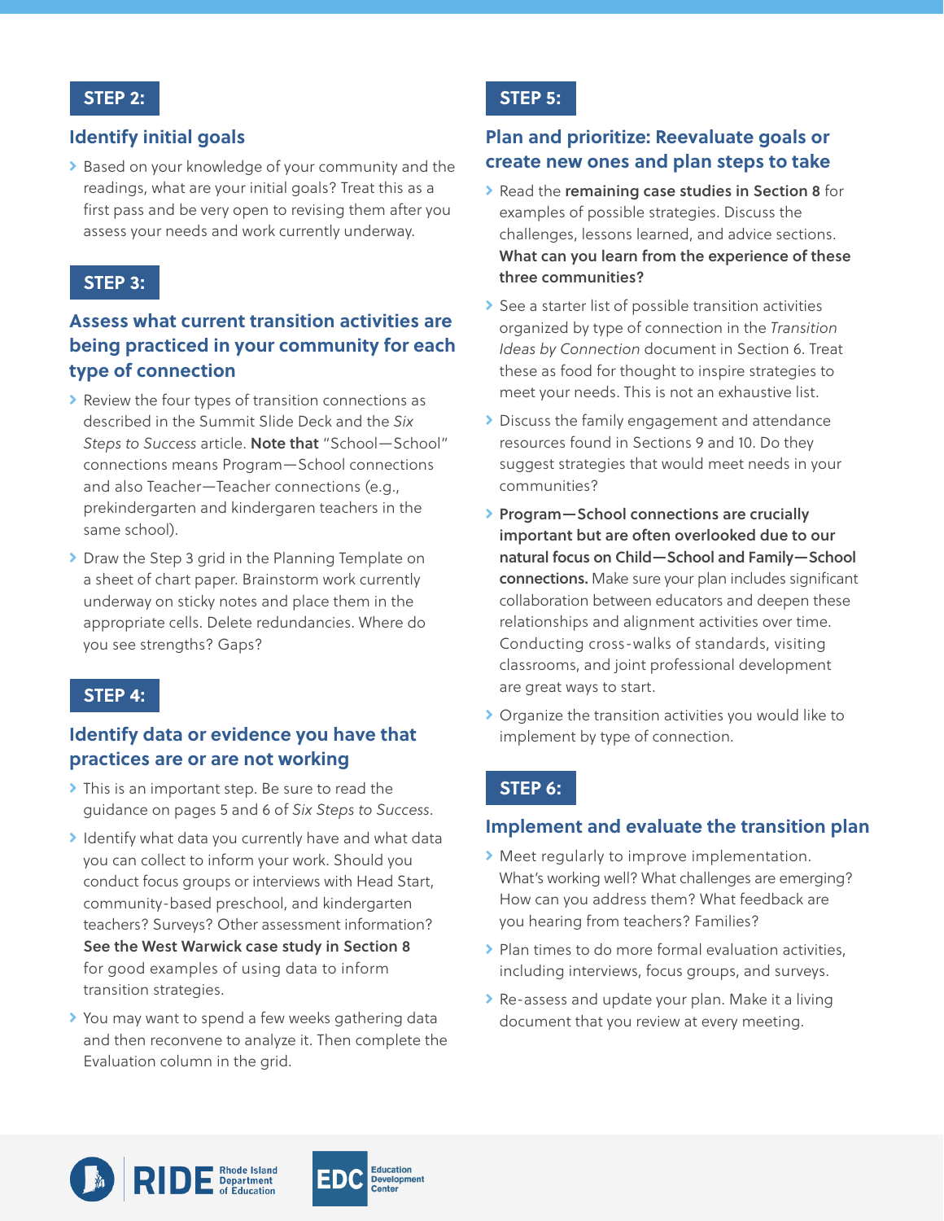## STEP 2:

### Identify initial goals

- Based on your knowledge of your community and the readings, what are your initial goals? Treat this as a first pass and be very open to revising them after you assess your needs and work currently underway.

## STEP 3:

### Assess what current transition activities are being practiced in your community for each type of connection

- Review the four types of transition connections as described in the Summit Slide Deck and the *Six Steps to Success* article. **Note that** "School—School" connections means Program—School connections and also Teacher—Teacher connections (e.g., prekindergarten and kindergaren teachers in the same school).
- Draw the Step 3 grid in the Planning Template on a sheet of chart paper. Brainstorm work currently underway on sticky notes and place them in the appropriate cells. Delete redundancies. Where do you see strengths? Gaps?

## STEP 4:

### Identify data or evidence you have that practices are or are not working

- This is an important step. Be sure to read the guidance on pages 5 and 6 of *Six Steps to Success*.
- Identify what data you currently have and what data you can collect to inform your work. Should you conduct focus groups or interviews with Head Start, community-based preschool, and kindergarten teachers? Surveys? Other assessment information? **See the West Warwick case study in Section 8** for good examples of using data to inform transition strategies.
- You may want to spend a few weeks gathering data and then reconvene to analyze it. Then complete the Evaluation column in the grid.

## STEP 5:

### Plan and prioritize: Reevaluate goals or create new ones and plan steps to take

- Read the **remaining case studies in Section 8** for examples of possible strategies. Discuss the challenges, lessons learned, and advice sections. **What can you learn from the experience of these three communities?**
- See a starter list of possible transition activities organized by type of connection in the *Transition Ideas by Connection* document in Section 6. Treat these as food for thought to inspire strategies to meet your needs. This is not an exhaustive list.
- Discuss the family engagement and attendance resources found in Sections 9 and 10. Do they suggest strategies that would meet needs in your communities?
- **Program—School connections are crucially important but are often overlooked due to our natural focus on Child—School and Family—School connections.** Make sure your plan includes significant collaboration between educators and deepen these relationships and alignment activities over time. Conducting cross-walks of standards, visiting classrooms, and joint professional development are great ways to start.
- Organize the transition activities you would like to implement by type of connection.

## STEP 6:

### Implement and evaluate the transition plan

- Meet regularly to improve implementation. What's working well? What challenges are emerging? How can you address them? What feedback are you hearing from teachers? Families?
- Plan times to do more formal evaluation activities, including interviews, focus groups, and surveys.
- Re-assess and update your plan. Make it a living document that you review at every meeting.

RIDE Rhode Island Department of Education

EDC Education Development Center